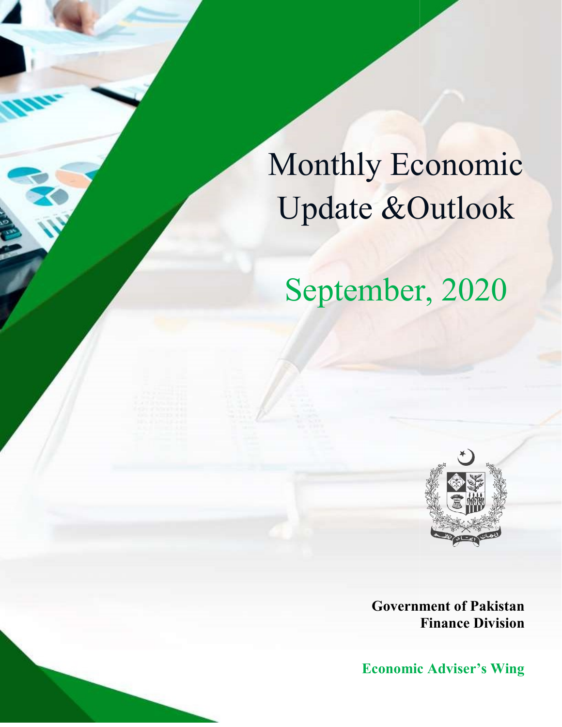# Monthly Economic Update &Outlook

## September, 2020

**Government of Pakistan**
**Finance Division**

**Economic Adviser's Wing**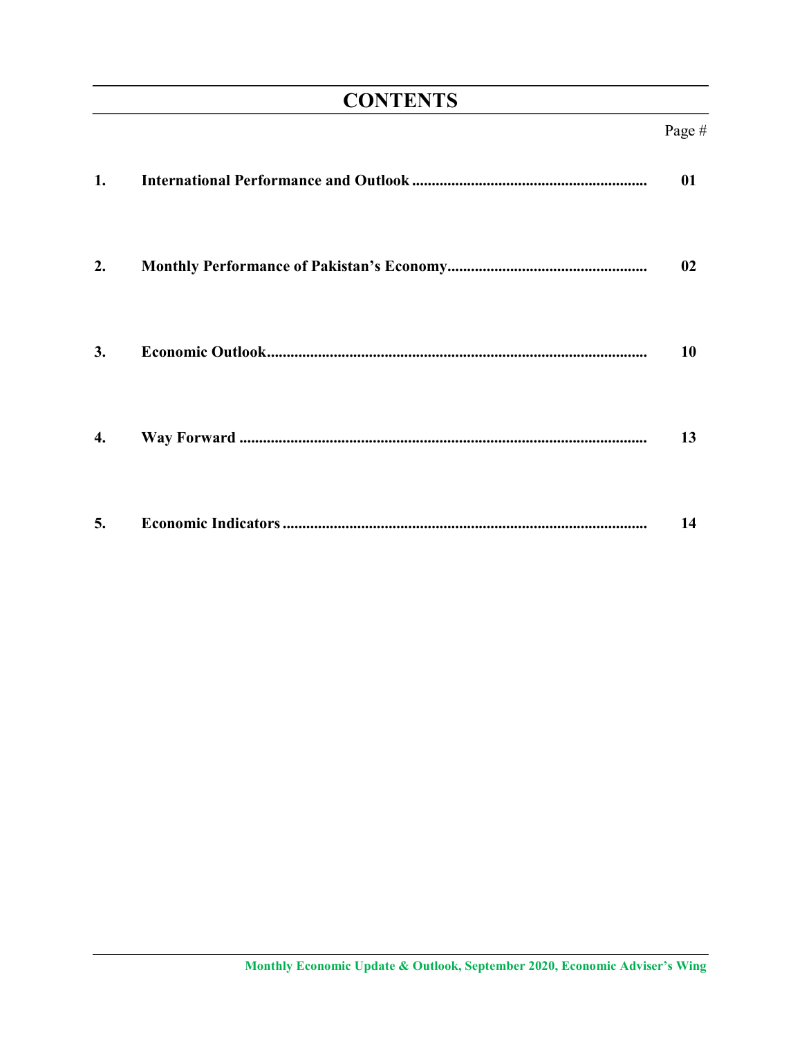# CONTENTS

Page #

| | | |
|---|---|---|
| **1.** | **International Performance and Outlook** | **01** |
| **2.** | **Monthly Performance of Pakistan's Economy** | **02** |
| **3.** | **Economic Outlook** | **10** |
| **4.** | **Way Forward** | **13** |
| **5.** | **Economic Indicators** | **14** |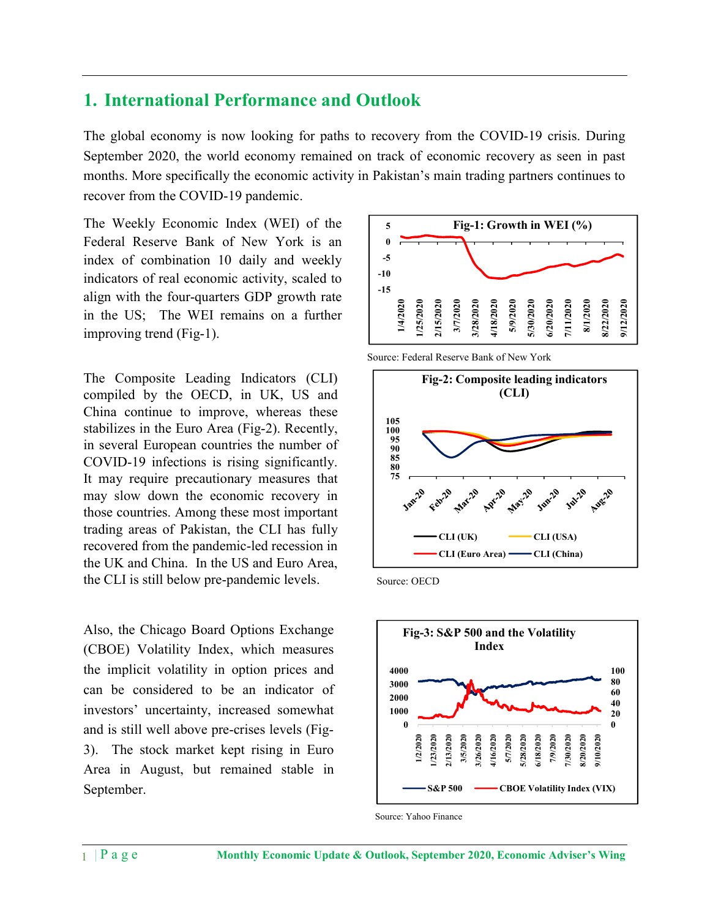# 1. International Performance and Outlook

The global economy is now looking for paths to recovery from the COVID-19 crisis. During September 2020, the world economy remained on track of economic recovery as seen in past months. More specifically the economic activity in Pakistan's main trading partners continues to recover from the COVID-19 pandemic.

The Weekly Economic Index (WEI) of the Federal Reserve Bank of New York is an index of combination 10 daily and weekly indicators of real economic activity, scaled to align with the four-quarters GDP growth rate in the US; The WEI remains on a further improving trend (Fig-1).

**Fig-1: Growth in WEI (%)**

Source: Federal Reserve Bank of New York

The Composite Leading Indicators (CLI) compiled by the OECD, in UK, US and China continue to improve, whereas these stabilizes in the Euro Area (Fig-2). Recently, in several European countries the number of COVID-19 infections is rising significantly. It may require precautionary measures that may slow down the economic recovery in those countries. Among these most important trading areas of Pakistan, the CLI has fully recovered from the pandemic-led recession in the UK and China. In the US and Euro Area, the CLI is still below pre-pandemic levels.

**Fig-2: Composite leading indicators (CLI)**

Source: OECD

Also, the Chicago Board Options Exchange (CBOE) Volatility Index, which measures the implicit volatility in option prices and can be considered to be an indicator of investors' uncertainty, increased somewhat and is still well above pre-crises levels (Fig-3). The stock market kept rising in Euro Area in August, but remained stable in September.

**Fig-3: S&P 500 and the Volatility Index**

Source: Yahoo Finance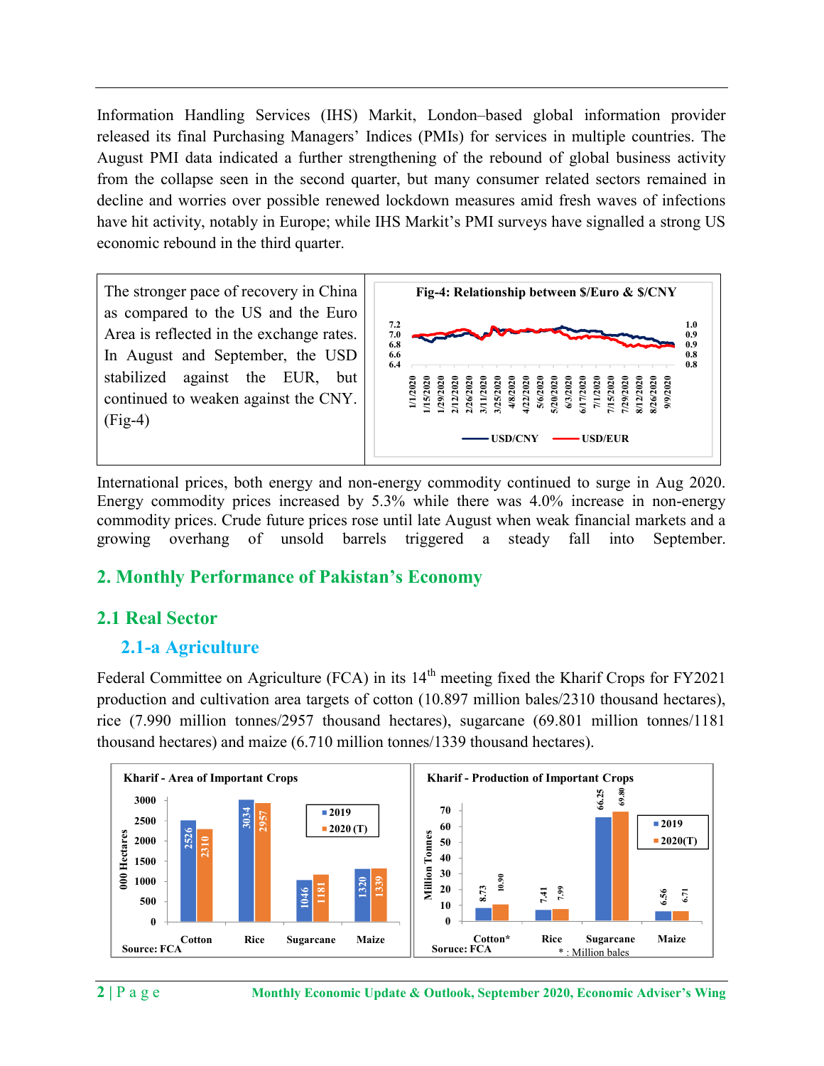Information Handling Services (IHS) Markit, London–based global information provider released its final Purchasing Managers' Indices (PMIs) for services in multiple countries. The August PMI data indicated a further strengthening of the rebound of global business activity from the collapse seen in the second quarter, but many consumer related sectors remained in decline and worries over possible renewed lockdown measures amid fresh waves of infections have hit activity, notably in Europe; while IHS Markit's PMI surveys have signalled a strong US economic rebound in the third quarter.

The stronger pace of recovery in China as compared to the US and the Euro Area is reflected in the exchange rates. In August and September, the USD stabilized against the EUR, but continued to weaken against the CNY. (Fig-4)

**Fig-4: Relationship between $/Euro & $/CNY**

International prices, both energy and non-energy commodity continued to surge in Aug 2020. Energy commodity prices increased by 5.3% while there was 4.0% increase in non-energy commodity prices. Crude future prices rose until late August when weak financial markets and a growing overhang of unsold barrels triggered a steady fall into September.

## 2. Monthly Performance of Pakistan's Economy

### 2.1 Real Sector

#### 2.1-a Agriculture

Federal Committee on Agriculture (FCA) in its 14th meeting fixed the Kharif Crops for FY2021 production and cultivation area targets of cotton (10.897 million bales/2310 thousand hectares), rice (7.990 million tonnes/2957 thousand hectares), sugarcane (69.801 million tonnes/1181 thousand hectares) and maize (6.710 million tonnes/1339 thousand hectares).

**Kharif - Area of Important Crops** (000 Hectares)

| Crop | 2019 | 2020 (T) |
|---|---|---|
| Cotton | 2526 | 2310 |
| Rice | 3034 | 2957 |
| Sugarcane | 1046 | 1181 |
| Maize | 1320 | 1339 |

Source: FCA

**Kharif - Production of Important Crops** (Million Tonnes)

| Crop | 2019 | 2020(T) |
|---|---|---|
| Cotton* | 8.73 | 10.90 |
| Rice | 7.41 | 7.99 |
| Sugarcane | 66.25 | 69.80 |
| Maize | 6.56 | 6.71 |

Source: FCA
* : Million bales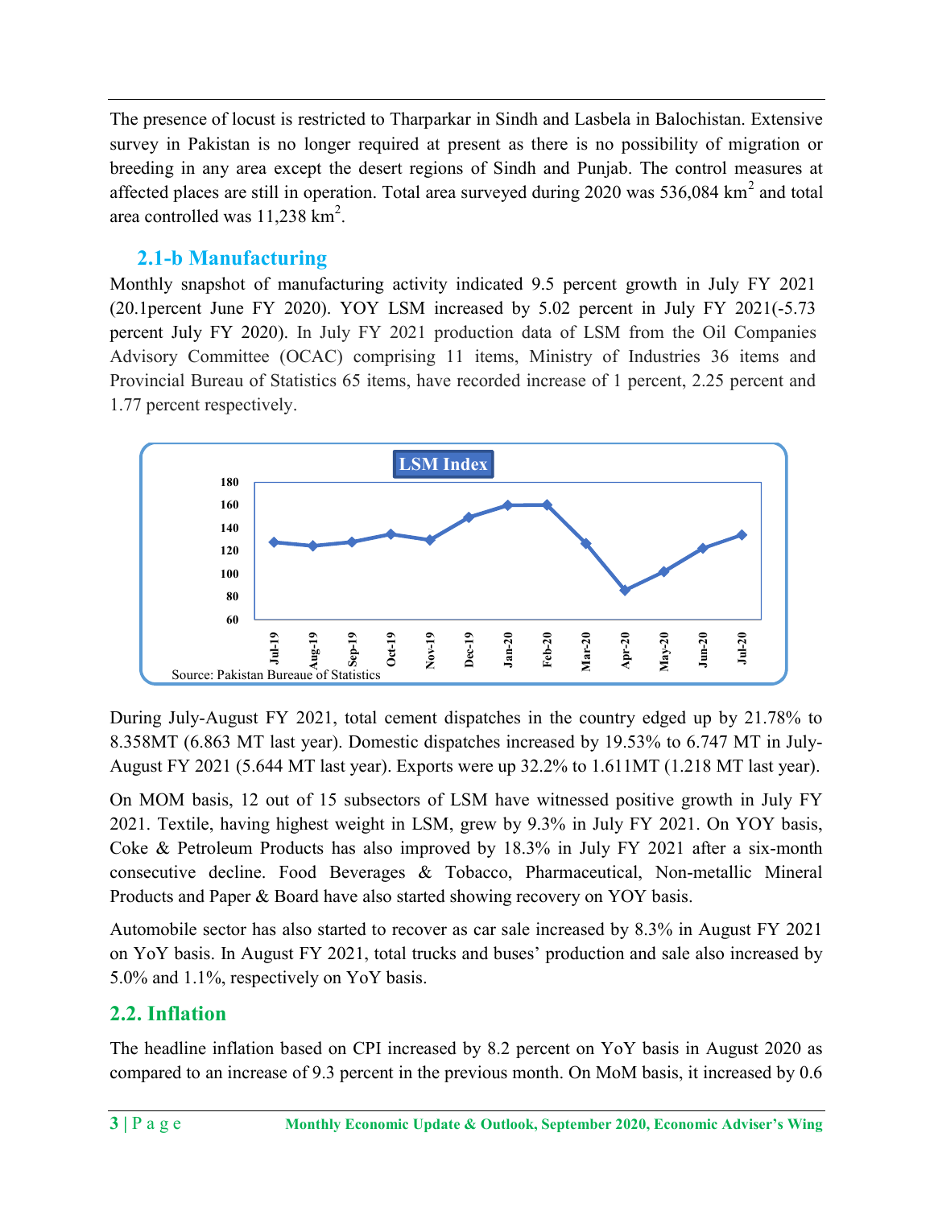The presence of locust is restricted to Tharparkar in Sindh and Lasbela in Balochistan. Extensive survey in Pakistan is no longer required at present as there is no possibility of migration or breeding in any area except the desert regions of Sindh and Punjab. The control measures at affected places are still in operation. Total area surveyed during 2020 was 536,084 $km^2$ and total area controlled was 11,238 $km^2$.

### 2.1-b Manufacturing

Monthly snapshot of manufacturing activity indicated 9.5 percent growth in July FY 2021 (20.1percent June FY 2020). YOY LSM increased by 5.02 percent in July FY 2021(-5.73 percent July FY 2020). In July FY 2021 production data of LSM from the Oil Companies Advisory Committee (OCAC) comprising 11 items, Ministry of Industries 36 items and Provincial Bureau of Statistics 65 items, have recorded increase of 1 percent, 2.25 percent and 1.77 percent respectively.

**LSM Index**

Source: Pakistan Bureaue of Statistics

During July-August FY 2021, total cement dispatches in the country edged up by 21.78% to 8.358MT (6.863 MT last year). Domestic dispatches increased by 19.53% to 6.747 MT in July-August FY 2021 (5.644 MT last year). Exports were up 32.2% to 1.611MT (1.218 MT last year).

On MOM basis, 12 out of 15 subsectors of LSM have witnessed positive growth in July FY 2021. Textile, having highest weight in LSM, grew by 9.3% in July FY 2021. On YOY basis, Coke & Petroleum Products has also improved by 18.3% in July FY 2021 after a six-month consecutive decline. Food Beverages & Tobacco, Pharmaceutical, Non-metallic Mineral Products and Paper & Board have also started showing recovery on YOY basis.

Automobile sector has also started to recover as car sale increased by 8.3% in August FY 2021 on YoY basis. In August FY 2021, total trucks and buses' production and sale also increased by 5.0% and 1.1%, respectively on YoY basis.

## 2.2. Inflation

The headline inflation based on CPI increased by 8.2 percent on YoY basis in August 2020 as compared to an increase of 9.3 percent in the previous month. On MoM basis, it increased by 0.6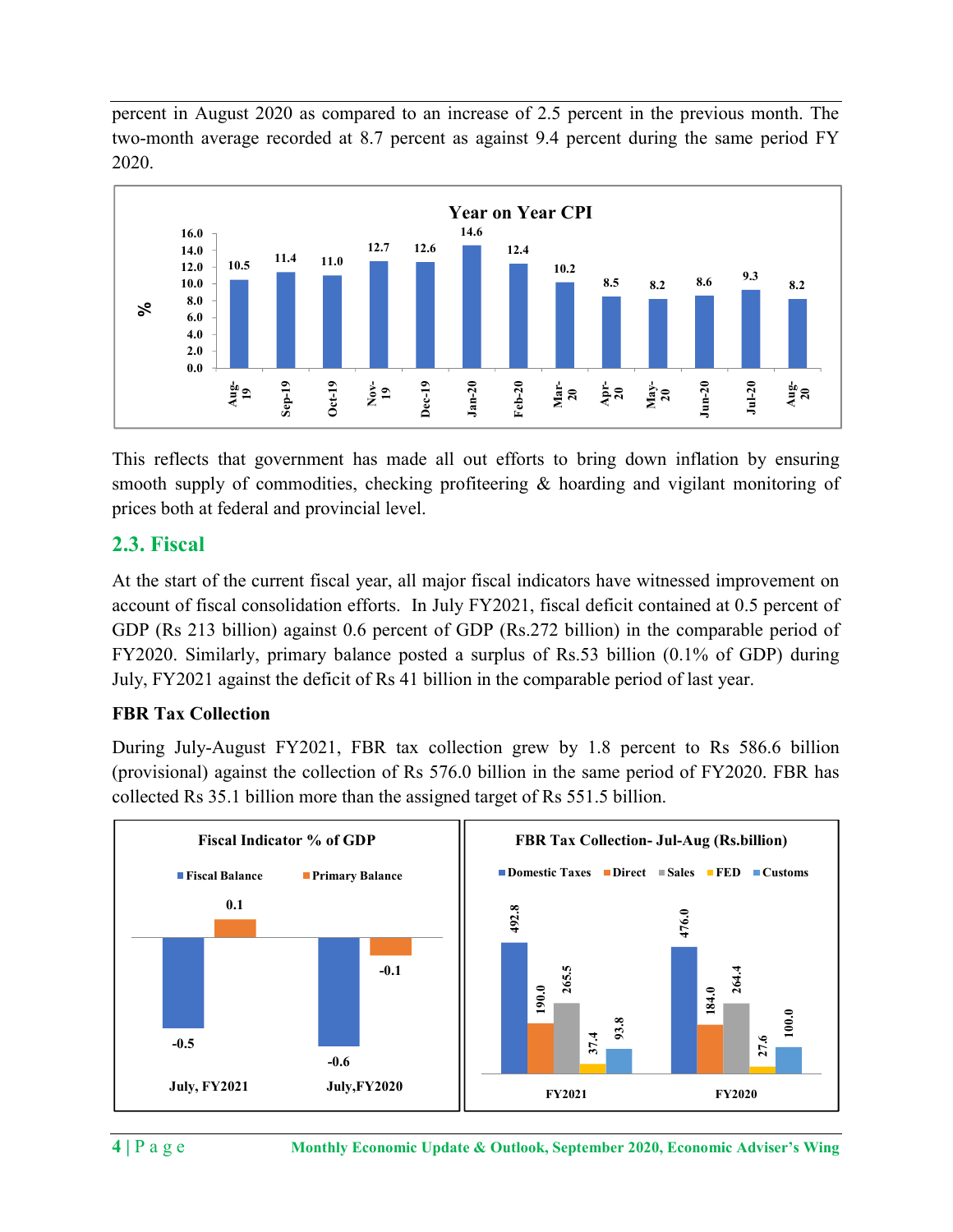percent in August 2020 as compared to an increase of 2.5 percent in the previous month. The two-month average recorded at 8.7 percent as against 9.4 percent during the same period FY 2020.

**Year on Year CPI**

| Month | % |
|---|---|
| Aug-19 | 10.5 |
| Sep-19 | 11.4 |
| Oct-19 | 11.0 |
| Nov-19 | 12.7 |
| Dec-19 | 12.6 |
| Jan-20 | 14.6 |
| Feb-20 | 12.4 |
| Mar-20 | 10.2 |
| Apr-20 | 8.5 |
| May-20 | 8.2 |
| Jun-20 | 8.6 |
| Jul-20 | 9.3 |
| Aug-20 | 8.2 |

This reflects that government has made all out efforts to bring down inflation by ensuring smooth supply of commodities, checking profiteering & hoarding and vigilant monitoring of prices both at federal and provincial level.

## 2.3. Fiscal

At the start of the current fiscal year, all major fiscal indicators have witnessed improvement on account of fiscal consolidation efforts. In July FY2021, fiscal deficit contained at 0.5 percent of GDP (Rs 213 billion) against 0.6 percent of GDP (Rs.272 billion) in the comparable period of FY2020. Similarly, primary balance posted a surplus of Rs.53 billion (0.1% of GDP) during July, FY2021 against the deficit of Rs 41 billion in the comparable period of last year.

### FBR Tax Collection

During July-August FY2021, FBR tax collection grew by 1.8 percent to Rs 586.6 billion (provisional) against the collection of Rs 576.0 billion in the same period of FY2020. FBR has collected Rs 35.1 billion more than the assigned target of Rs 551.5 billion.

**Fiscal Indicator % of GDP**

| | Fiscal Balance | Primary Balance |
|---|---|---|
| July, FY2021 | -0.5 | 0.1 |
| July,FY2020 | -0.6 | -0.1 |

**FBR Tax Collection- Jul-Aug (Rs.billion)**

| | Domestic Taxes | Direct | Sales | FED | Customs |
|---|---|---|---|---|---|
| FY2021 | 492.8 | 190.0 | 265.5 | 37.4 | 93.8 |
| FY2020 | 476.0 | 184.0 | 264.4 | 27.6 | 100.0 |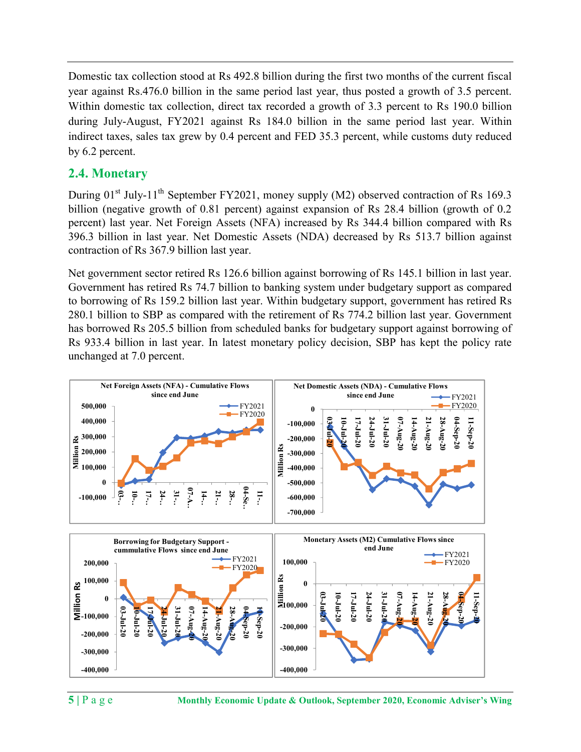Domestic tax collection stood at Rs 492.8 billion during the first two months of the current fiscal year against Rs.476.0 billion in the same period last year, thus posted a growth of 3.5 percent. Within domestic tax collection, direct tax recorded a growth of 3.3 percent to Rs 190.0 billion during July-August, FY2021 against Rs 184.0 billion in the same period last year. Within indirect taxes, sales tax grew by 0.4 percent and FED 35.3 percent, while customs duty reduced by 6.2 percent.

## 2.4. Monetary

During 01st July-11th September FY2021, money supply (M2) observed contraction of Rs 169.3 billion (negative growth of 0.81 percent) against expansion of Rs 28.4 billion (growth of 0.2 percent) last year. Net Foreign Assets (NFA) increased by Rs 344.4 billion compared with Rs 396.3 billion in last year. Net Domestic Assets (NDA) decreased by Rs 513.7 billion against contraction of Rs 367.9 billion last year.

Net government sector retired Rs 126.6 billion against borrowing of Rs 145.1 billion in last year. Government has retired Rs 74.7 billion to banking system under budgetary support as compared to borrowing of Rs 159.2 billion last year. Within budgetary support, government has retired Rs 280.1 billion to SBP as compared with the retirement of Rs 774.2 billion last year. Government has borrowed Rs 205.5 billion from scheduled banks for budgetary support against borrowing of Rs 933.4 billion in last year. In latest monetary policy decision, SBP has kept the policy rate unchanged at 7.0 percent.

Net Foreign Assets (NFA) - Cumulative Flows since end June

Net Domestic Assets (NDA) - Cumulative Flows since end June

Borrowing for Budgetary Support - cummulative Flows since end June

Monetary Assets (M2) Cumulative Flows since end June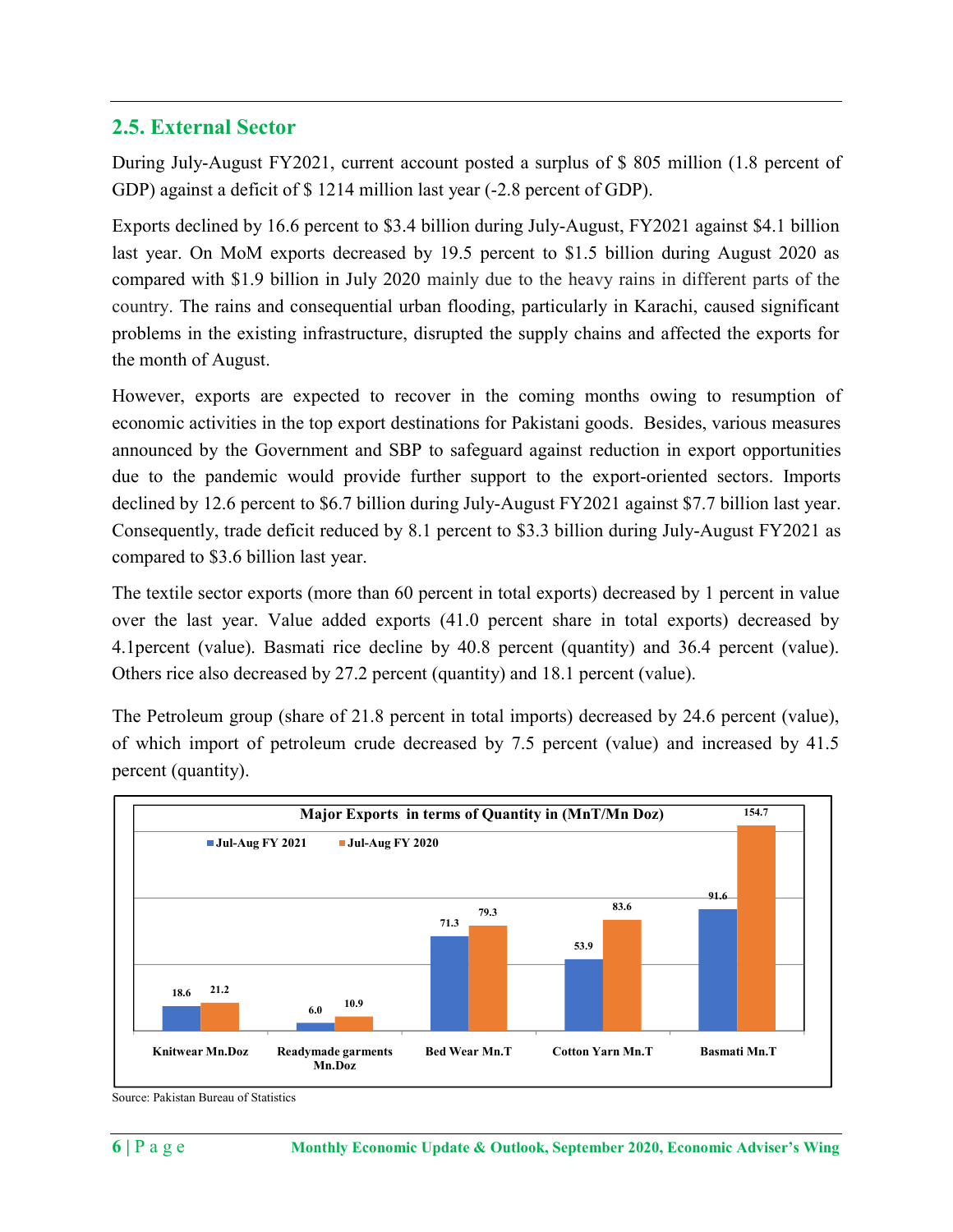## 2.5. External Sector

During July-August FY2021, current account posted a surplus of $ 805 million (1.8 percent of GDP) against a deficit of $ 1214 million last year (-2.8 percent of GDP).

Exports declined by 16.6 percent to $3.4 billion during July-August, FY2021 against $4.1 billion last year. On MoM exports decreased by 19.5 percent to $1.5 billion during August 2020 as compared with $1.9 billion in July 2020 mainly due to the heavy rains in different parts of the country. The rains and consequential urban flooding, particularly in Karachi, caused significant problems in the existing infrastructure, disrupted the supply chains and affected the exports for the month of August.

However, exports are expected to recover in the coming months owing to resumption of economic activities in the top export destinations for Pakistani goods. Besides, various measures announced by the Government and SBP to safeguard against reduction in export opportunities due to the pandemic would provide further support to the export-oriented sectors. Imports declined by 12.6 percent to $6.7 billion during July-August FY2021 against $7.7 billion last year. Consequently, trade deficit reduced by 8.1 percent to $3.3 billion during July-August FY2021 as compared to $3.6 billion last year.

The textile sector exports (more than 60 percent in total exports) decreased by 1 percent in value over the last year. Value added exports (41.0 percent share in total exports) decreased by 4.1percent (value). Basmati rice decline by 40.8 percent (quantity) and 36.4 percent (value). Others rice also decreased by 27.2 percent (quantity) and 18.1 percent (value).

The Petroleum group (share of 21.8 percent in total imports) decreased by 24.6 percent (value), of which import of petroleum crude decreased by 7.5 percent (value) and increased by 41.5 percent (quantity).

**Major Exports in terms of Quantity in (MnT/Mn Doz)**

| | Jul-Aug FY 2021 | Jul-Aug FY 2020 |
|---|---|---|
| Knitwear Mn.Doz | 18.6 | 21.2 |
| Readymade garments Mn.Doz | 6.0 | 10.9 |
| Bed Wear Mn.T | 71.3 | 79.3 |
| Cotton Yarn Mn.T | 53.9 | 83.6 |
| Basmati Mn.T | 91.6 | 154.7 |

Source: Pakistan Bureau of Statistics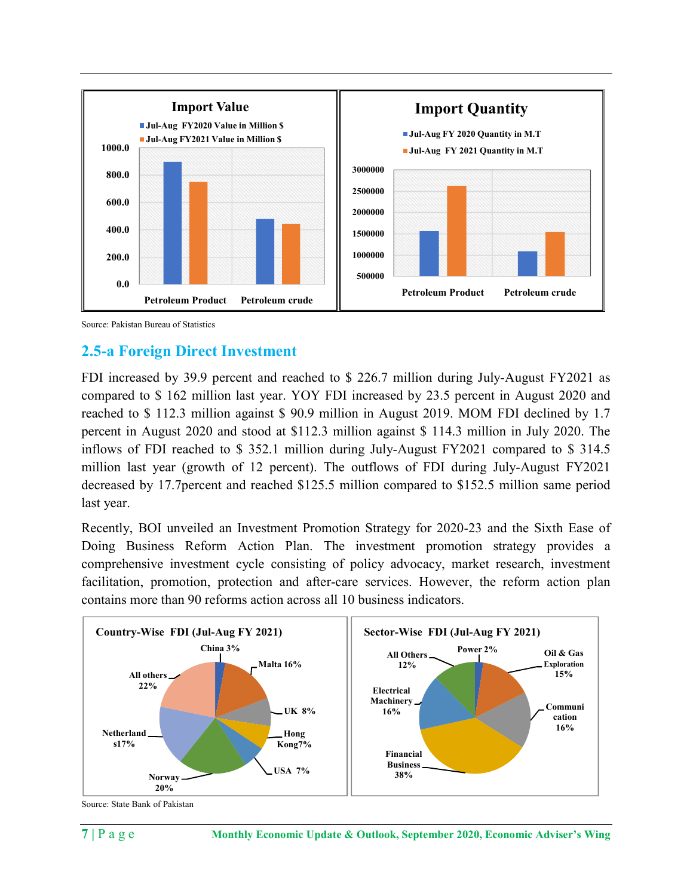**Import Value**

- Jul-Aug FY2020 Value in Million $
- Jul-Aug FY2021 Value in Million $

(Categories: Petroleum Product, Petroleum crude)

**Import Quantity**

- Jul-Aug FY 2020 Quantity in M.T
- Jul-Aug FY 2021 Quantity in M.T

(Categories: Petroleum Product, Petroleum crude)

Source: Pakistan Bureau of Statistics

## 2.5-a Foreign Direct Investment

FDI increased by 39.9 percent and reached to $ 226.7 million during July-August FY2021 as compared to $ 162 million last year. YOY FDI increased by 23.5 percent in August 2020 and reached to $ 112.3 million against $ 90.9 million in August 2019. MOM FDI declined by 1.7 percent in August 2020 and stood at $112.3 million against $ 114.3 million in July 2020. The inflows of FDI reached to $ 352.1 million during July-August FY2021 compared to $ 314.5 million last year (growth of 12 percent). The outflows of FDI during July-August FY2021 decreased by 17.7percent and reached $125.5 million compared to $152.5 million same period last year.

Recently, BOI unveiled an Investment Promotion Strategy for 2020-23 and the Sixth Ease of Doing Business Reform Action Plan. The investment promotion strategy provides a comprehensive investment cycle consisting of policy advocacy, market research, investment facilitation, promotion, protection and after-care services. However, the reform action plan contains more than 90 reforms action across all 10 business indicators.

**Country-Wise FDI (Jul-Aug FY 2021)**

China 3%, Malta 16%, UK 8%, Hong Kong 7%, USA 7%, Norway 20%, Netherlands 17%, All others 22%

**Sector-Wise FDI (Jul-Aug FY 2021)**

Power 2%, Oil & Gas Exploration 15%, Communication 16%, Financial Business 38%, Electrical Machinery 16%, All Others 12%

Source: State Bank of Pakistan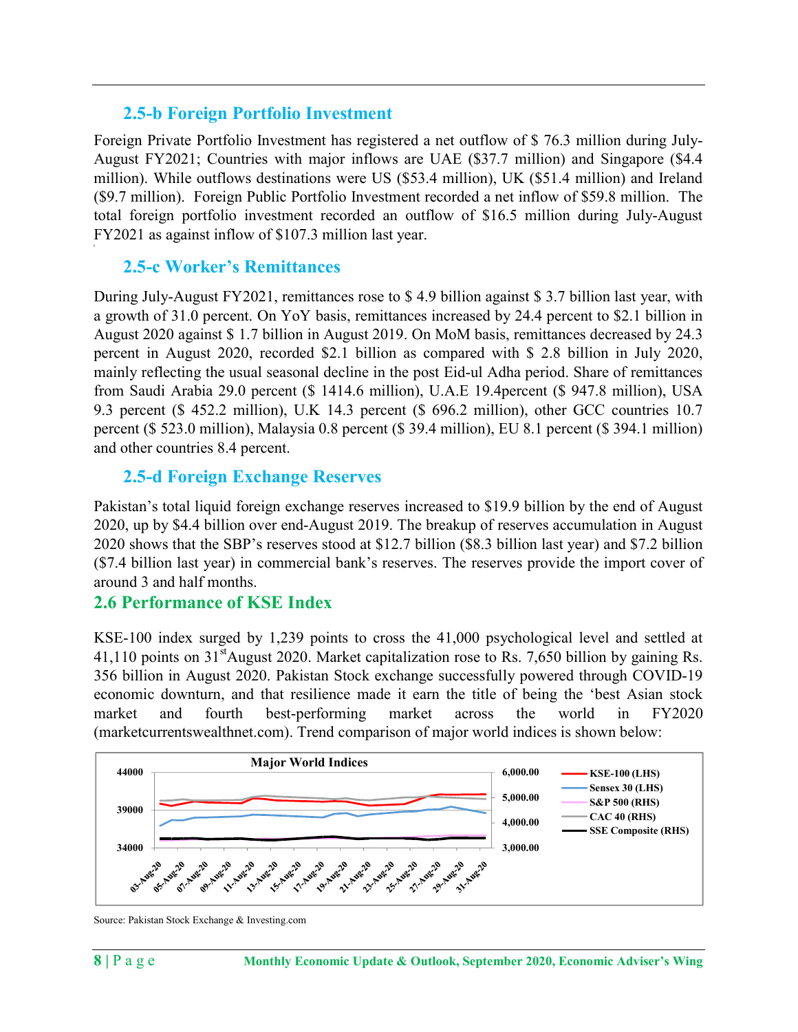### 2.5-b Foreign Portfolio Investment

Foreign Private Portfolio Investment has registered a net outflow of \$ 76.3 million during July-August FY2021; Countries with major inflows are UAE (\$37.7 million) and Singapore (\$4.4 million). While outflows destinations were US (\$53.4 million), UK (\$51.4 million) and Ireland (\$9.7 million). Foreign Public Portfolio Investment recorded a net inflow of \$59.8 million. The total foreign portfolio investment recorded an outflow of \$16.5 million during July-August FY2021 as against inflow of \$107.3 million last year.

### 2.5-c Worker's Remittances

During July-August FY2021, remittances rose to \$ 4.9 billion against \$ 3.7 billion last year, with a growth of 31.0 percent. On YoY basis, remittances increased by 24.4 percent to \$2.1 billion in August 2020 against \$ 1.7 billion in August 2019. On MoM basis, remittances decreased by 24.3 percent in August 2020, recorded \$2.1 billion as compared with \$ 2.8 billion in July 2020, mainly reflecting the usual seasonal decline in the post Eid-ul Adha period. Share of remittances from Saudi Arabia 29.0 percent (\$ 1414.6 million), U.A.E 19.4percent (\$ 947.8 million), USA 9.3 percent (\$ 452.2 million), U.K 14.3 percent (\$ 696.2 million), other GCC countries 10.7 percent (\$ 523.0 million), Malaysia 0.8 percent (\$ 39.4 million), EU 8.1 percent (\$ 394.1 million) and other countries 8.4 percent.

### 2.5-d Foreign Exchange Reserves

Pakistan's total liquid foreign exchange reserves increased to \$19.9 billion by the end of August 2020, up by \$4.4 billion over end-August 2019. The breakup of reserves accumulation in August 2020 shows that the SBP's reserves stood at \$12.7 billion (\$8.3 billion last year) and \$7.2 billion (\$7.4 billion last year) in commercial bank's reserves. The reserves provide the import cover of around 3 and half months.

## 2.6 Performance of KSE Index

KSE-100 index surged by 1,239 points to cross the 41,000 psychological level and settled at 41,110 points on 31st August 2020. Market capitalization rose to Rs. 7,650 billion by gaining Rs. 356 billion in August 2020. Pakistan Stock exchange successfully powered through COVID-19 economic downturn, and that resilience made it earn the title of being the 'best Asian stock market and fourth best-performing market across the world in FY2020 (marketcurrentswealthnet.com). Trend comparison of major world indices is shown below:

**Major World Indices**

(Chart: KSE-100 (LHS), Sensex 30 (LHS), S&P 500 (RHS), CAC 40 (RHS), SSE Composite (RHS); 03-Aug-20 to 31-Aug-20)

Source: Pakistan Stock Exchange & Investing.com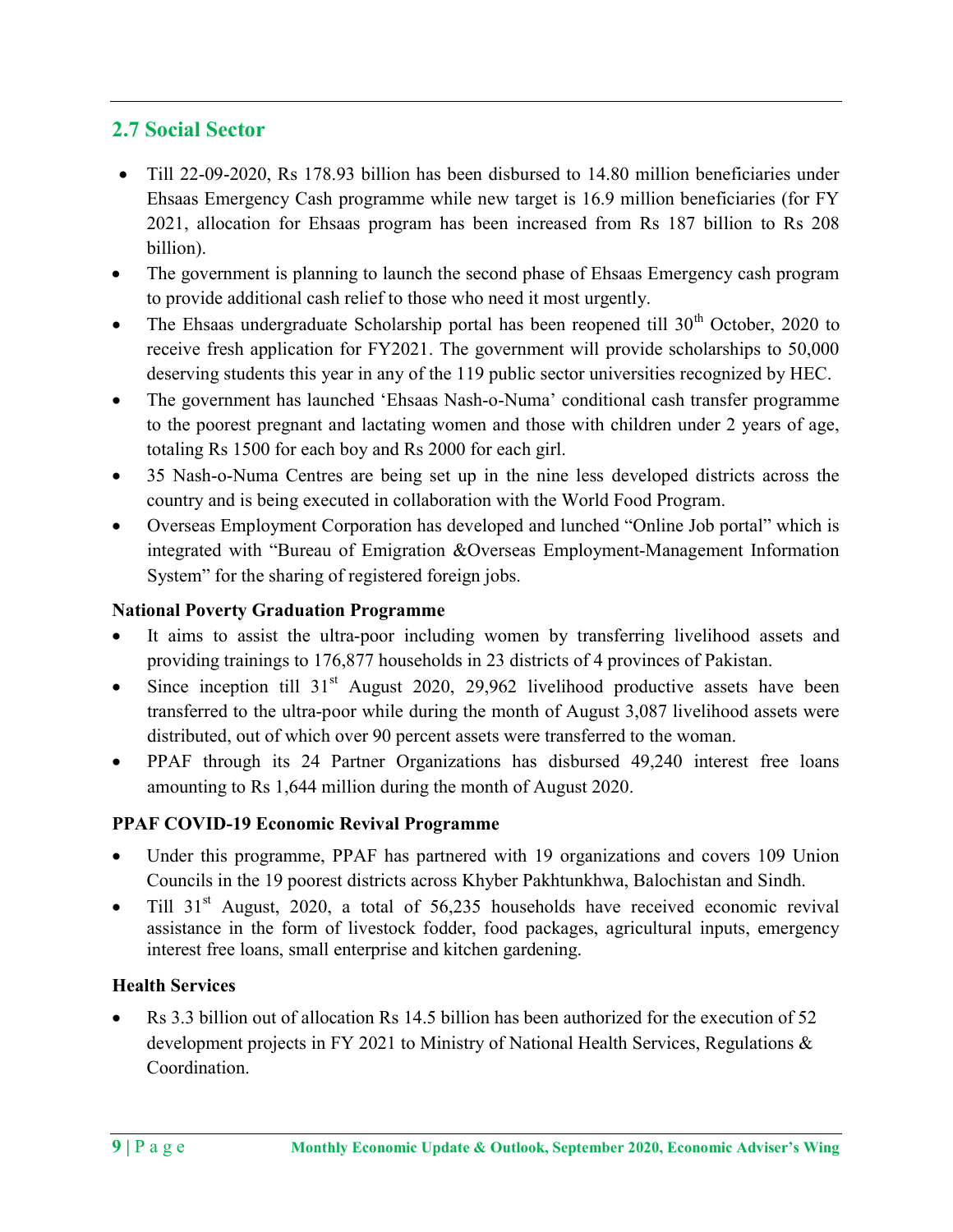## 2.7 Social Sector

- Till 22-09-2020, Rs 178.93 billion has been disbursed to 14.80 million beneficiaries under Ehsaas Emergency Cash programme while new target is 16.9 million beneficiaries (for FY 2021, allocation for Ehsaas program has been increased from Rs 187 billion to Rs 208 billion).
- The government is planning to launch the second phase of Ehsaas Emergency cash program to provide additional cash relief to those who need it most urgently.
- The Ehsaas undergraduate Scholarship portal has been reopened till 30th October, 2020 to receive fresh application for FY2021. The government will provide scholarships to 50,000 deserving students this year in any of the 119 public sector universities recognized by HEC.
- The government has launched 'Ehsaas Nash-o-Numa' conditional cash transfer programme to the poorest pregnant and lactating women and those with children under 2 years of age, totaling Rs 1500 for each boy and Rs 2000 for each girl.
- 35 Nash-o-Numa Centres are being set up in the nine less developed districts across the country and is being executed in collaboration with the World Food Program.
- Overseas Employment Corporation has developed and lunched "Online Job portal" which is integrated with "Bureau of Emigration &Overseas Employment-Management Information System" for the sharing of registered foreign jobs.

**National Poverty Graduation Programme**

- It aims to assist the ultra-poor including women by transferring livelihood assets and providing trainings to 176,877 households in 23 districts of 4 provinces of Pakistan.
- Since inception till 31st August 2020, 29,962 livelihood productive assets have been transferred to the ultra-poor while during the month of August 3,087 livelihood assets were distributed, out of which over 90 percent assets were transferred to the woman.
- PPAF through its 24 Partner Organizations has disbursed 49,240 interest free loans amounting to Rs 1,644 million during the month of August 2020.

**PPAF COVID-19 Economic Revival Programme**

- Under this programme, PPAF has partnered with 19 organizations and covers 109 Union Councils in the 19 poorest districts across Khyber Pakhtunkhwa, Balochistan and Sindh.
- Till 31st August, 2020, a total of 56,235 households have received economic revival assistance in the form of livestock fodder, food packages, agricultural inputs, emergency interest free loans, small enterprise and kitchen gardening.

**Health Services**

- Rs 3.3 billion out of allocation Rs 14.5 billion has been authorized for the execution of 52 development projects in FY 2021 to Ministry of National Health Services, Regulations & Coordination.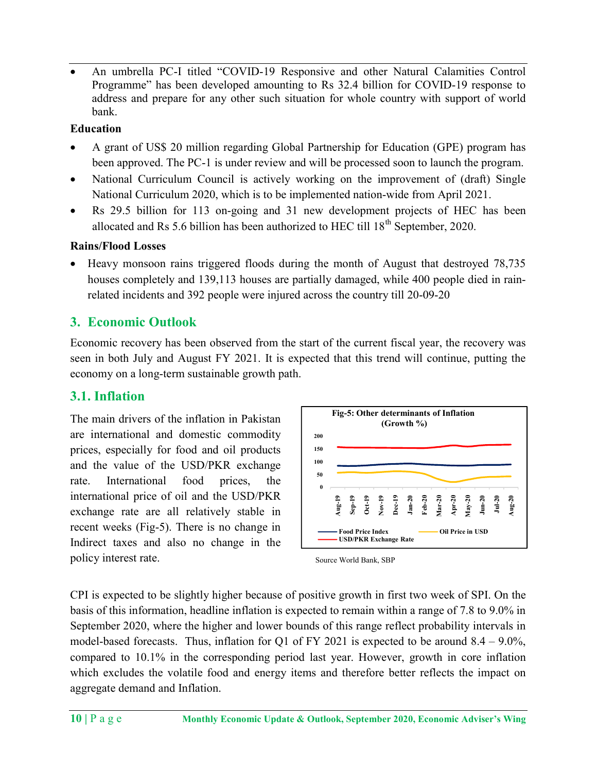- An umbrella PC-I titled "COVID-19 Responsive and other Natural Calamities Control Programme" has been developed amounting to Rs 32.4 billion for COVID-19 response to address and prepare for any other such situation for whole country with support of world bank.

**Education**

- A grant of US$ 20 million regarding Global Partnership for Education (GPE) program has been approved. The PC-1 is under review and will be processed soon to launch the program.
- National Curriculum Council is actively working on the improvement of (draft) Single National Curriculum 2020, which is to be implemented nation-wide from April 2021.
- Rs 29.5 billion for 113 on-going and 31 new development projects of HEC has been allocated and Rs 5.6 billion has been authorized to HEC till 18th September, 2020.

**Rains/Flood Losses**

- Heavy monsoon rains triggered floods during the month of August that destroyed 78,735 houses completely and 139,113 houses are partially damaged, while 400 people died in rain-related incidents and 392 people were injured across the country till 20-09-20

## 3. Economic Outlook

Economic recovery has been observed from the start of the current fiscal year, the recovery was seen in both July and August FY 2021. It is expected that this trend will continue, putting the economy on a long-term sustainable growth path.

### 3.1. Inflation

The main drivers of the inflation in Pakistan are international and domestic commodity prices, especially for food and oil products and the value of the USD/PKR exchange rate. International food prices, the international price of oil and the USD/PKR exchange rate are all relatively stable in recent weeks (Fig-5). There is no change in Indirect taxes and also no change in the policy interest rate.

**Fig-5: Other determinants of Inflation (Growth %)**

Source World Bank, SBP

CPI is expected to be slightly higher because of positive growth in first two week of SPI. On the basis of this information, headline inflation is expected to remain within a range of 7.8 to 9.0% in September 2020, where the higher and lower bounds of this range reflect probability intervals in model-based forecasts. Thus, inflation for Q1 of FY 2021 is expected to be around 8.4 – 9.0%, compared to 10.1% in the corresponding period last year. However, growth in core inflation which excludes the volatile food and energy items and therefore better reflects the impact on aggregate demand and Inflation.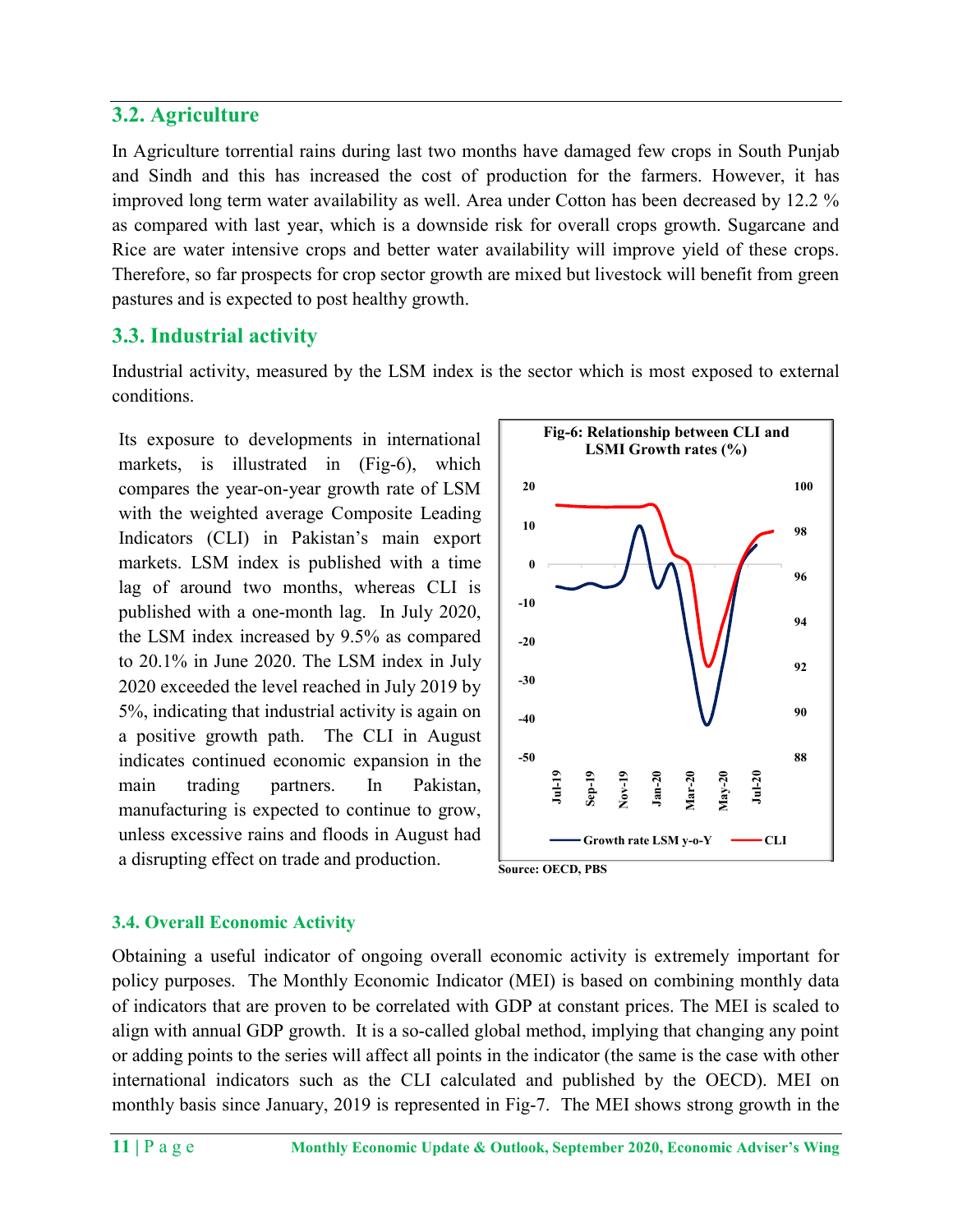## 3.2. Agriculture

In Agriculture torrential rains during last two months have damaged few crops in South Punjab and Sindh and this has increased the cost of production for the farmers. However, it has improved long term water availability as well. Area under Cotton has been decreased by 12.2 % as compared with last year, which is a downside risk for overall crops growth. Sugarcane and Rice are water intensive crops and better water availability will improve yield of these crops. Therefore, so far prospects for crop sector growth are mixed but livestock will benefit from green pastures and is expected to post healthy growth.

## 3.3. Industrial activity

Industrial activity, measured by the LSM index is the sector which is most exposed to external conditions.

Its exposure to developments in international markets, is illustrated in (Fig-6), which compares the year-on-year growth rate of LSM with the weighted average Composite Leading Indicators (CLI) in Pakistan's main export markets. LSM index is published with a time lag of around two months, whereas CLI is published with a one-month lag. In July 2020, the LSM index increased by 9.5% as compared to 20.1% in June 2020. The LSM index in July 2020 exceeded the level reached in July 2019 by 5%, indicating that industrial activity is again on a positive growth path. The CLI in August indicates continued economic expansion in the main trading partners. In Pakistan, manufacturing is expected to continue to grow, unless excessive rains and floods in August had a disrupting effect on trade and production.

**Fig-6: Relationship between CLI and LSMI Growth rates (%)**

Source: OECD, PBS

### 3.4. Overall Economic Activity

Obtaining a useful indicator of ongoing overall economic activity is extremely important for policy purposes. The Monthly Economic Indicator (MEI) is based on combining monthly data of indicators that are proven to be correlated with GDP at constant prices. The MEI is scaled to align with annual GDP growth. It is a so-called global method, implying that changing any point or adding points to the series will affect all points in the indicator (the same is the case with other international indicators such as the CLI calculated and published by the OECD). MEI on monthly basis since January, 2019 is represented in Fig-7. The MEI shows strong growth in the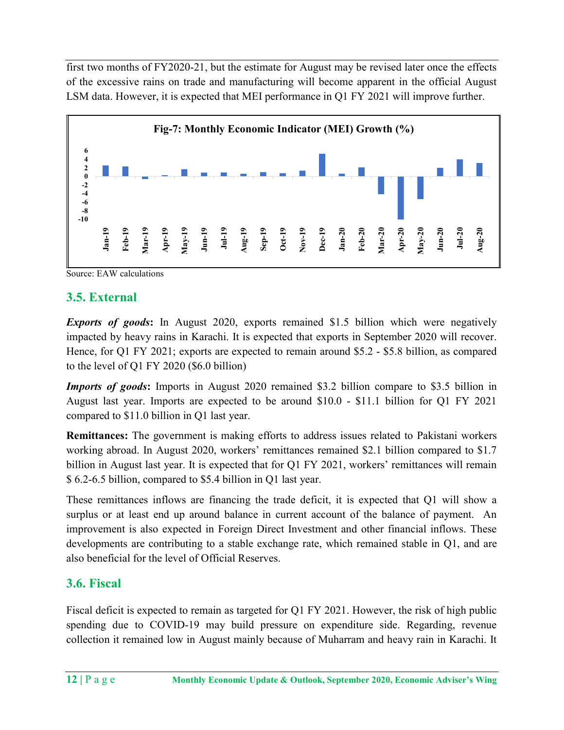first two months of FY2020-21, but the estimate for August may be revised later once the effects of the excessive rains on trade and manufacturing will become apparent in the official August LSM data. However, it is expected that MEI performance in Q1 FY 2021 will improve further.

**Fig-7: Monthly Economic Indicator (MEI) Growth (%)**

Source: EAW calculations

## 3.5. External

***Exports of goods*****:** In August 2020, exports remained $1.5 billion which were negatively impacted by heavy rains in Karachi. It is expected that exports in September 2020 will recover. Hence, for Q1 FY 2021; exports are expected to remain around $5.2 - $5.8 billion, as compared to the level of Q1 FY 2020 ($6.0 billion)

***Imports of goods*****:** Imports in August 2020 remained $3.2 billion compare to $3.5 billion in August last year. Imports are expected to be around $10.0 - $11.1 billion for Q1 FY 2021 compared to $11.0 billion in Q1 last year.

**Remittances:** The government is making efforts to address issues related to Pakistani workers working abroad. In August 2020, workers' remittances remained $2.1 billion compared to $1.7 billion in August last year. It is expected that for Q1 FY 2021, workers' remittances will remain $ 6.2-6.5 billion, compared to $5.4 billion in Q1 last year.

These remittances inflows are financing the trade deficit, it is expected that Q1 will show a surplus or at least end up around balance in current account of the balance of payment. An improvement is also expected in Foreign Direct Investment and other financial inflows. These developments are contributing to a stable exchange rate, which remained stable in Q1, and are also beneficial for the level of Official Reserves.

## 3.6. Fiscal

Fiscal deficit is expected to remain as targeted for Q1 FY 2021. However, the risk of high public spending due to COVID-19 may build pressure on expenditure side. Regarding, revenue collection it remained low in August mainly because of Muharram and heavy rain in Karachi. It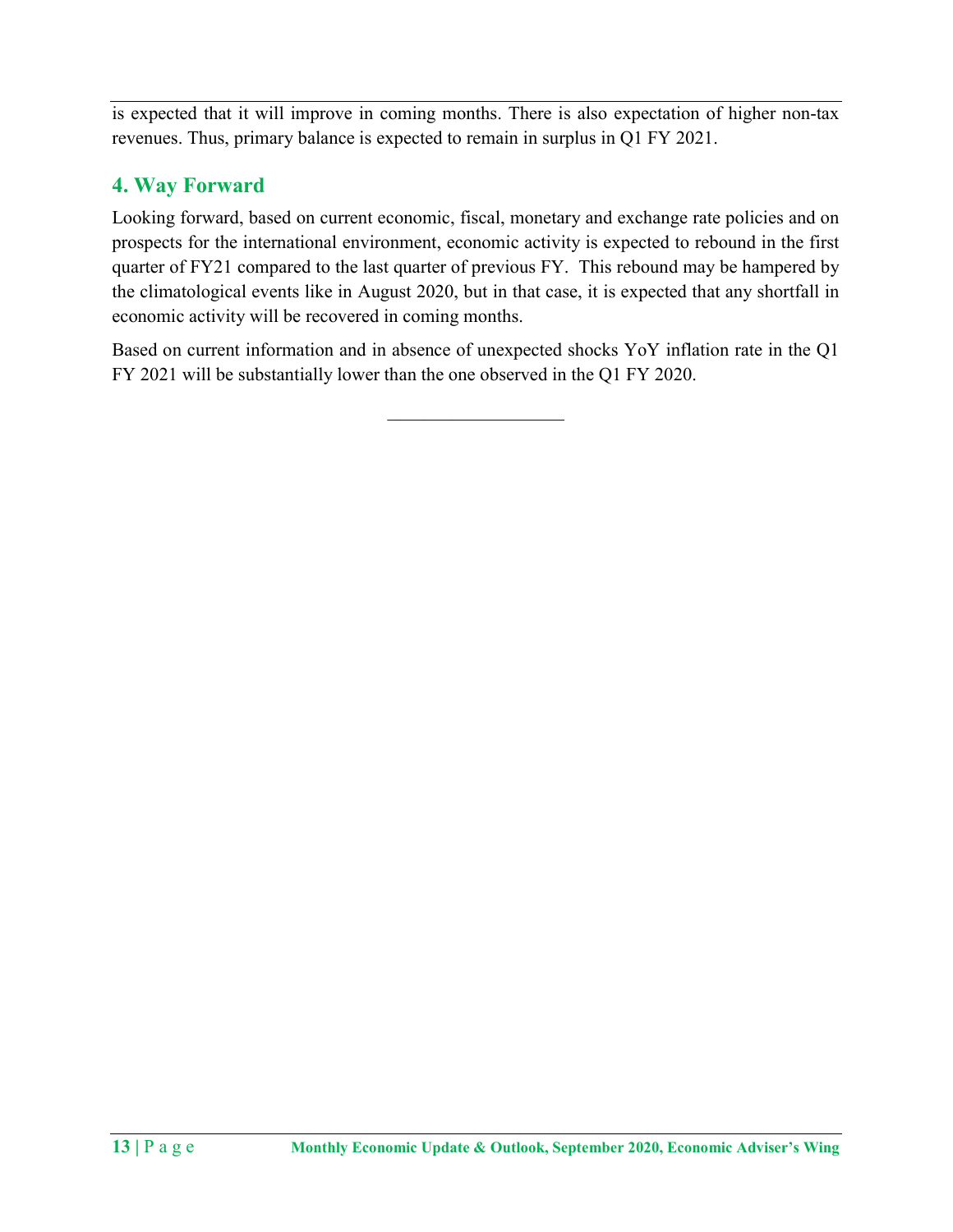is expected that it will improve in coming months. There is also expectation of higher non-tax revenues. Thus, primary balance is expected to remain in surplus in Q1 FY 2021.

## 4. Way Forward

Looking forward, based on current economic, fiscal, monetary and exchange rate policies and on prospects for the international environment, economic activity is expected to rebound in the first quarter of FY21 compared to the last quarter of previous FY. This rebound may be hampered by the climatological events like in August 2020, but in that case, it is expected that any shortfall in economic activity will be recovered in coming months.

Based on current information and in absence of unexpected shocks YoY inflation rate in the Q1 FY 2021 will be substantially lower than the one observed in the Q1 FY 2020.

---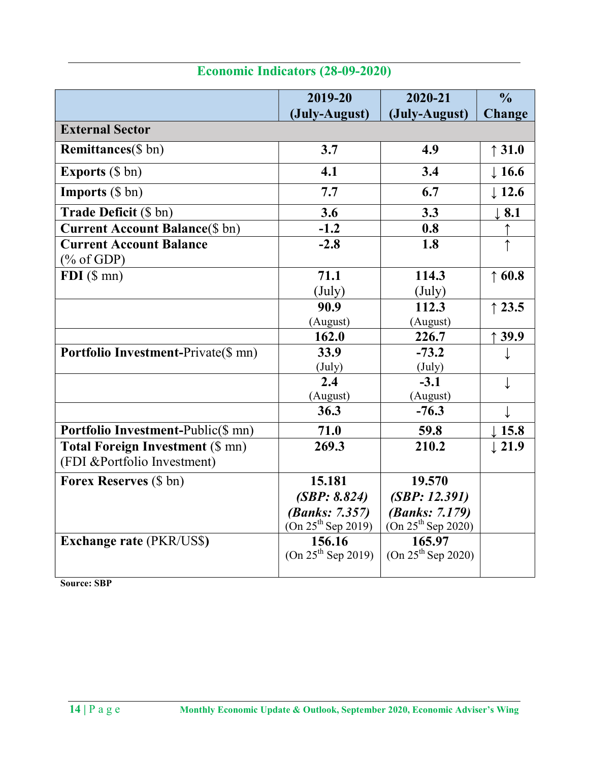## Economic Indicators (28-09-2020)

| | 2019-20 (July-August) | 2020-21 (July-August) | % Change |
|---|---|---|---|
| **External Sector** | | | |
| **Remittances**($ bn) | 3.7 | 4.9 | ↑ 31.0 |
| **Exports** ($ bn) | 4.1 | 3.4 | ↓ 16.6 |
| **Imports** ($ bn) | 7.7 | 6.7 | ↓ 12.6 |
| **Trade Deficit** ($ bn) | 3.6 | 3.3 | ↓ 8.1 |
| **Current Account Balance**($ bn) | -1.2 | 0.8 | ↑ |
| **Current Account Balance** (% of GDP) | -2.8 | 1.8 | ↑ |
| **FDI** ($ mn) | 71.1 (July) | 114.3 (July) | ↑ 60.8 |
| | 90.9 (August) | 112.3 (August) | ↑ 23.5 |
| | 162.0 | 226.7 | ↑ 39.9 |
| **Portfolio Investment-**Private($ mn) | 33.9 (July) | -73.2 (July) | ↓ |
| | 2.4 (August) | -3.1 (August) | ↓ |
| | 36.3 | -76.3 | ↓ |
| **Portfolio Investment-**Public($ mn) | 71.0 | 59.8 | ↓ 15.8 |
| **Total Foreign Investment** ($ mn) (FDI &Portfolio Investment) | 269.3 | 210.2 | ↓ 21.9 |
| **Forex Reserves** ($ bn) | 15.181 ***(SBP: 8.824)*** ***(Banks: 7.357)*** (On 25th Sep 2019) | 19.570 ***(SBP: 12.391)*** ***(Banks: 7.179)*** (On 25th Sep 2020) | |
| **Exchange rate** (PKR/US$) | 156.16 (On 25th Sep 2019) | 165.97 (On 25th Sep 2020) | |

**Source: SBP**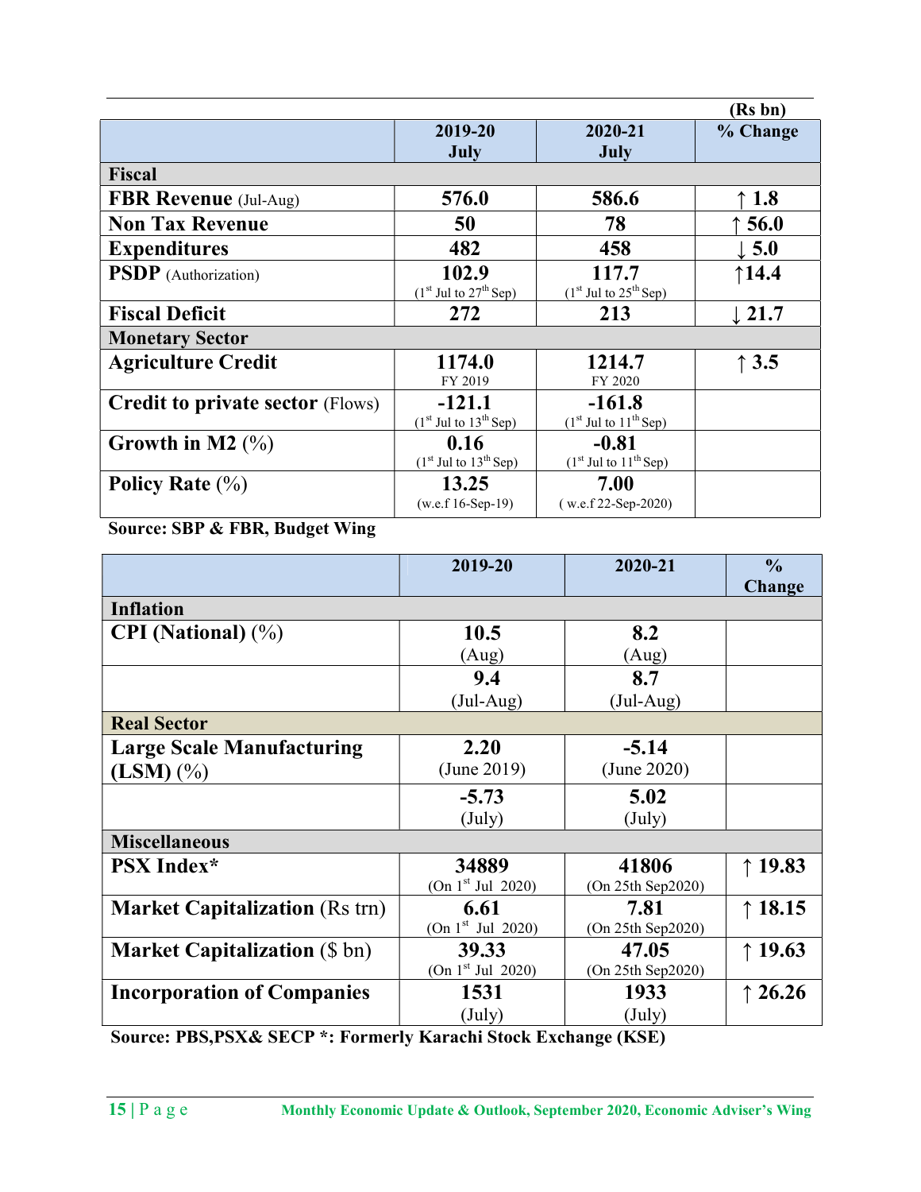(Rs bn)

| | 2019-20 July | 2020-21 July | % Change |
|---|---|---|---|
| **Fiscal** | | | |
| **FBR Revenue** (Jul-Aug) | **576.0** | **586.6** | ↑ **1.8** |
| **Non Tax Revenue** | **50** | **78** | ↑ **56.0** |
| **Expenditures** | **482** | **458** | ↓ **5.0** |
| **PSDP** (Authorization) | **102.9** (1st Jul to 27th Sep) | **117.7** (1st Jul to 25th Sep) | ↑**14.4** |
| **Fiscal Deficit** | **272** | **213** | ↓ **21.7** |
| **Monetary Sector** | | | |
| **Agriculture Credit** | **1174.0** FY 2019 | **1214.7** FY 2020 | ↑ **3.5** |
| **Credit to private sector** (Flows) | **-121.1** (1st Jul to 13th Sep) | **-161.8** (1st Jul to 11th Sep) | |
| **Growth in M2** (%) | **0.16** (1st Jul to 13th Sep) | **-0.81** (1st Jul to 11th Sep) | |
| **Policy Rate** (%) | **13.25** (w.e.f 16-Sep-19) | **7.00** ( w.e.f 22-Sep-2020) | |

**Source: SBP & FBR, Budget Wing**

| | 2019-20 | 2020-21 | % Change |
|---|---|---|---|
| **Inflation** | | | |
| **CPI (National)** (%) | **10.5** (Aug) | **8.2** (Aug) | |
| | **9.4** (Jul-Aug) | **8.7** (Jul-Aug) | |
| **Real Sector** | | | |
| **Large Scale Manufacturing (LSM)** (%) | **2.20** (June 2019) | **-5.14** (June 2020) | |
| | **-5.73** (July) | **5.02** (July) | |
| **Miscellaneous** | | | |
| **PSX Index*** | **34889** (On 1st Jul 2020) | **41806** (On 25th Sep2020) | ↑ **19.83** |
| **Market Capitalization** (Rs trn) | **6.61** (On 1st Jul 2020) | **7.81** (On 25th Sep2020) | ↑ **18.15** |
| **Market Capitalization** ($ bn) | **39.33** (On 1st Jul 2020) | **47.05** (On 25th Sep2020) | ↑ **19.63** |
| **Incorporation of Companies** | **1531** (July) | **1933** (July) | ↑ **26.26** |

**Source: PBS,PSX& SECP *: Formerly Karachi Stock Exchange (KSE)**